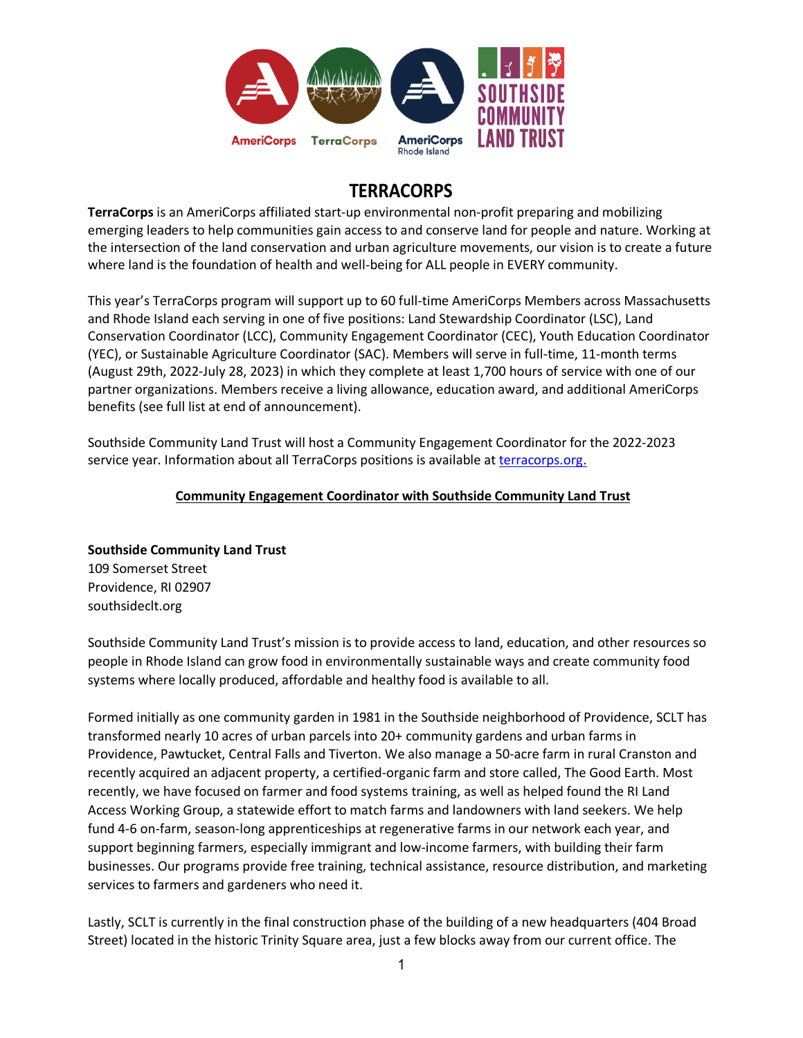# TERRACORPS

**TerraCorps** is an AmeriCorps affiliated start-up environmental non-profit preparing and mobilizing emerging leaders to help communities gain access to and conserve land for people and nature. Working at the intersection of the land conservation and urban agriculture movements, our vision is to create a future where land is the foundation of health and well-being for ALL people in EVERY community.

This year's TerraCorps program will support up to 60 full-time AmeriCorps Members across Massachusetts and Rhode Island each serving in one of five positions: Land Stewardship Coordinator (LSC), Land Conservation Coordinator (LCC), Community Engagement Coordinator (CEC), Youth Education Coordinator (YEC), or Sustainable Agriculture Coordinator (SAC). Members will serve in full-time, 11-month terms (August 29th, 2022-July 28, 2023) in which they complete at least 1,700 hours of service with one of our partner organizations. Members receive a living allowance, education award, and additional AmeriCorps benefits (see full list at end of announcement).

Southside Community Land Trust will host a Community Engagement Coordinator for the 2022-2023 service year. Information about all TerraCorps positions is available at [terracorps.org.](https://terracorps.org)

## Community Engagement Coordinator with Southside Community Land Trust

**Southside Community Land Trust**
109 Somerset Street
Providence, RI 02907
southsideclt.org

Southside Community Land Trust's mission is to provide access to land, education, and other resources so people in Rhode Island can grow food in environmentally sustainable ways and create community food systems where locally produced, affordable and healthy food is available to all.

Formed initially as one community garden in 1981 in the Southside neighborhood of Providence, SCLT has transformed nearly 10 acres of urban parcels into 20+ community gardens and urban farms in Providence, Pawtucket, Central Falls and Tiverton. We also manage a 50-acre farm in rural Cranston and recently acquired an adjacent property, a certified-organic farm and store called, The Good Earth. Most recently, we have focused on farmer and food systems training, as well as helped found the RI Land Access Working Group, a statewide effort to match farms and landowners with land seekers. We help fund 4-6 on-farm, season-long apprenticeships at regenerative farms in our network each year, and support beginning farmers, especially immigrant and low-income farmers, with building their farm businesses. Our programs provide free training, technical assistance, resource distribution, and marketing services to farmers and gardeners who need it.

Lastly, SCLT is currently in the final construction phase of the building of a new headquarters (404 Broad Street) located in the historic Trinity Square area, just a few blocks away from our current office. The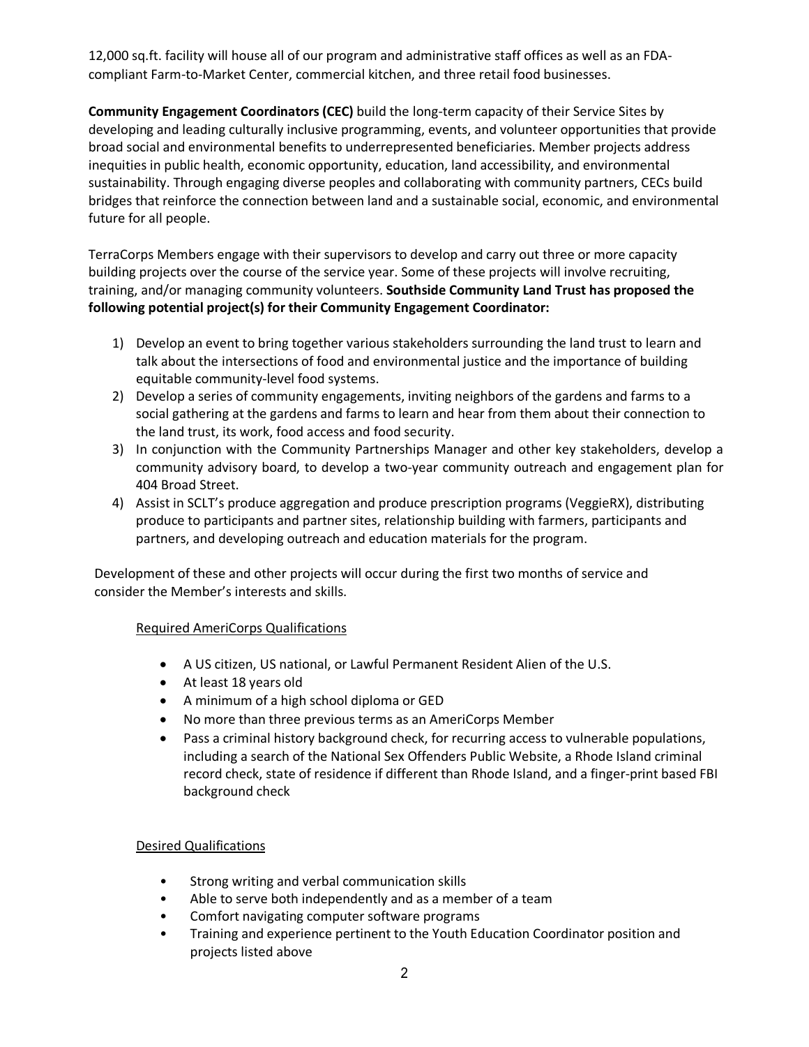12,000 sq.ft. facility will house all of our program and administrative staff offices as well as an FDA-compliant Farm-to-Market Center, commercial kitchen, and three retail food businesses.

**Community Engagement Coordinators (CEC)** build the long-term capacity of their Service Sites by developing and leading culturally inclusive programming, events, and volunteer opportunities that provide broad social and environmental benefits to underrepresented beneficiaries. Member projects address inequities in public health, economic opportunity, education, land accessibility, and environmental sustainability. Through engaging diverse peoples and collaborating with community partners, CECs build bridges that reinforce the connection between land and a sustainable social, economic, and environmental future for all people.

TerraCorps Members engage with their supervisors to develop and carry out three or more capacity building projects over the course of the service year. Some of these projects will involve recruiting, training, and/or managing community volunteers. **Southside Community Land Trust has proposed the following potential project(s) for their Community Engagement Coordinator:**

1) Develop an event to bring together various stakeholders surrounding the land trust to learn and talk about the intersections of food and environmental justice and the importance of building equitable community-level food systems.
2) Develop a series of community engagements, inviting neighbors of the gardens and farms to a social gathering at the gardens and farms to learn and hear from them about their connection to the land trust, its work, food access and food security.
3) In conjunction with the Community Partnerships Manager and other key stakeholders, develop a community advisory board, to develop a two-year community outreach and engagement plan for 404 Broad Street.
4) Assist in SCLT's produce aggregation and produce prescription programs (VeggieRX), distributing produce to participants and partner sites, relationship building with farmers, participants and partners, and developing outreach and education materials for the program.

Development of these and other projects will occur during the first two months of service and consider the Member's interests and skills.

## Required AmeriCorps Qualifications

- A US citizen, US national, or Lawful Permanent Resident Alien of the U.S.
- At least 18 years old
- A minimum of a high school diploma or GED
- No more than three previous terms as an AmeriCorps Member
- Pass a criminal history background check, for recurring access to vulnerable populations, including a search of the National Sex Offenders Public Website, a Rhode Island criminal record check, state of residence if different than Rhode Island, and a finger-print based FBI background check

## Desired Qualifications

- Strong writing and verbal communication skills
- Able to serve both independently and as a member of a team
- Comfort navigating computer software programs
- Training and experience pertinent to the Youth Education Coordinator position and projects listed above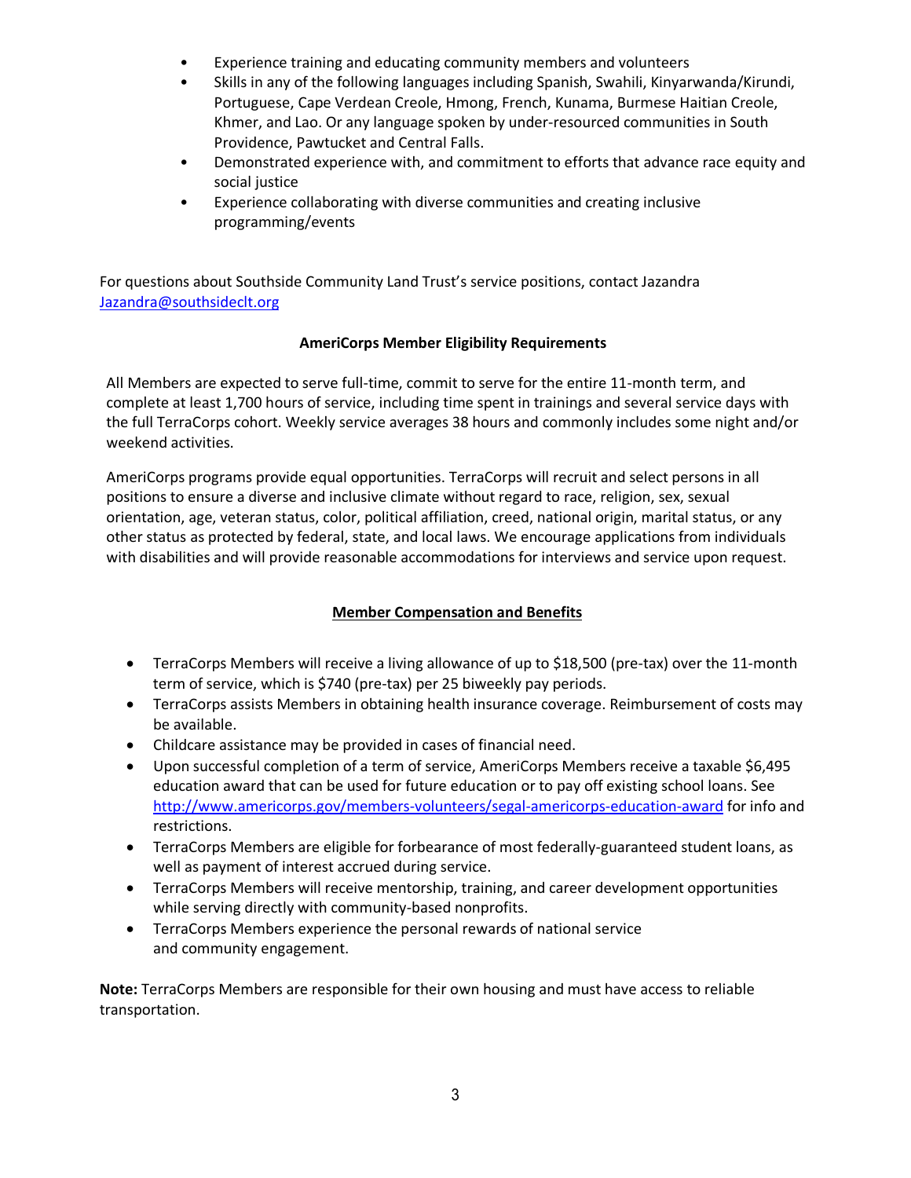- Experience training and educating community members and volunteers
- Skills in any of the following languages including Spanish, Swahili, Kinyarwanda/Kirundi, Portuguese, Cape Verdean Creole, Hmong, French, Kunama, Burmese Haitian Creole, Khmer, and Lao. Or any language spoken by under-resourced communities in South Providence, Pawtucket and Central Falls.
- Demonstrated experience with, and commitment to efforts that advance race equity and social justice
- Experience collaborating with diverse communities and creating inclusive programming/events

For questions about Southside Community Land Trust's service positions, contact Jazandra [Jazandra@southsideclt.org](mailto:Jazandra@southsideclt.org)

**AmeriCorps Member Eligibility Requirements**

All Members are expected to serve full-time, commit to serve for the entire 11-month term, and complete at least 1,700 hours of service, including time spent in trainings and several service days with the full TerraCorps cohort. Weekly service averages 38 hours and commonly includes some night and/or weekend activities.

AmeriCorps programs provide equal opportunities. TerraCorps will recruit and select persons in all positions to ensure a diverse and inclusive climate without regard to race, religion, sex, sexual orientation, age, veteran status, color, political affiliation, creed, national origin, marital status, or any other status as protected by federal, state, and local laws. We encourage applications from individuals with disabilities and will provide reasonable accommodations for interviews and service upon request.

**Member Compensation and Benefits**

- TerraCorps Members will receive a living allowance of up to $18,500 (pre-tax) over the 11-month term of service, which is $740 (pre-tax) per 25 biweekly pay periods.
- TerraCorps assists Members in obtaining health insurance coverage. Reimbursement of costs may be available.
- Childcare assistance may be provided in cases of financial need.
- Upon successful completion of a term of service, AmeriCorps Members receive a taxable $6,495 education award that can be used for future education or to pay off existing school loans. See [http://www.americorps.gov/members-volunteers/segal-americorps-education-award](http://www.americorps.gov/members-volunteers/segal-americorps-education-award) for info and restrictions.
- TerraCorps Members are eligible for forbearance of most federally-guaranteed student loans, as well as payment of interest accrued during service.
- TerraCorps Members will receive mentorship, training, and career development opportunities while serving directly with community-based nonprofits.
- TerraCorps Members experience the personal rewards of national service and community engagement.

**Note:** TerraCorps Members are responsible for their own housing and must have access to reliable transportation.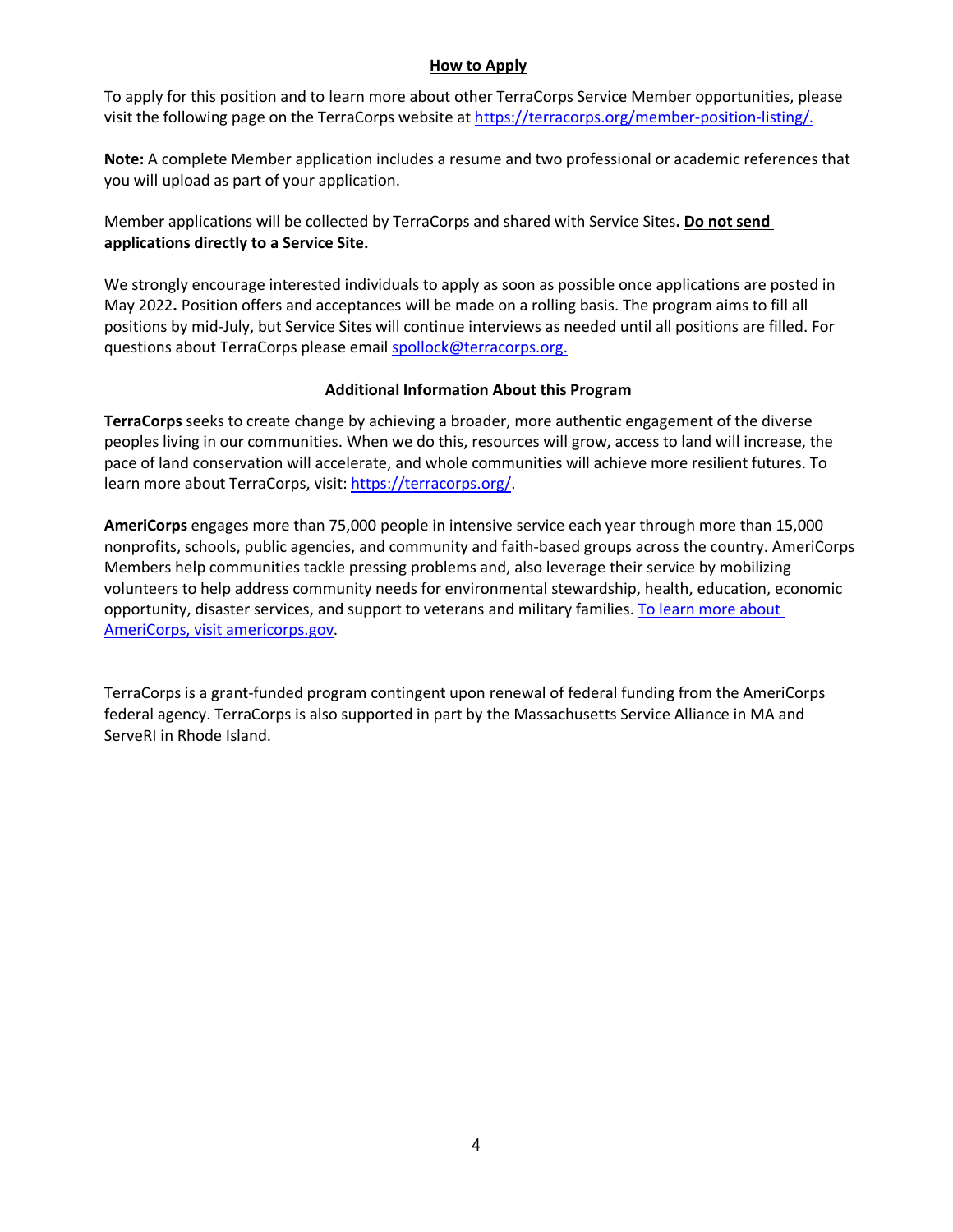## How to Apply

To apply for this position and to learn more about other TerraCorps Service Member opportunities, please visit the following page on the TerraCorps website at [https://terracorps.org/member-position-listing/.](https://terracorps.org/member-position-listing/)

**Note:** A complete Member application includes a resume and two professional or academic references that you will upload as part of your application.

Member applications will be collected by TerraCorps and shared with Service Sites**.** **Do not send applications directly to a Service Site.**

We strongly encourage interested individuals to apply as soon as possible once applications are posted in May 2022**.** Position offers and acceptances will be made on a rolling basis. The program aims to fill all positions by mid-July, but Service Sites will continue interviews as needed until all positions are filled. For questions about TerraCorps please email [spollock@terracorps.org.](mailto:spollock@terracorps.org)

## Additional Information About this Program

**TerraCorps** seeks to create change by achieving a broader, more authentic engagement of the diverse peoples living in our communities. When we do this, resources will grow, access to land will increase, the pace of land conservation will accelerate, and whole communities will achieve more resilient futures. To learn more about TerraCorps, visit: [https://terracorps.org/](https://terracorps.org/).

**AmeriCorps** engages more than 75,000 people in intensive service each year through more than 15,000 nonprofits, schools, public agencies, and community and faith-based groups across the country. AmeriCorps Members help communities tackle pressing problems and, also leverage their service by mobilizing volunteers to help address community needs for environmental stewardship, health, education, economic opportunity, disaster services, and support to veterans and military families. [To learn more about AmeriCorps, visit americorps.gov](https://americorps.gov).

TerraCorps is a grant-funded program contingent upon renewal of federal funding from the AmeriCorps federal agency. TerraCorps is also supported in part by the Massachusetts Service Alliance in MA and ServeRI in Rhode Island.